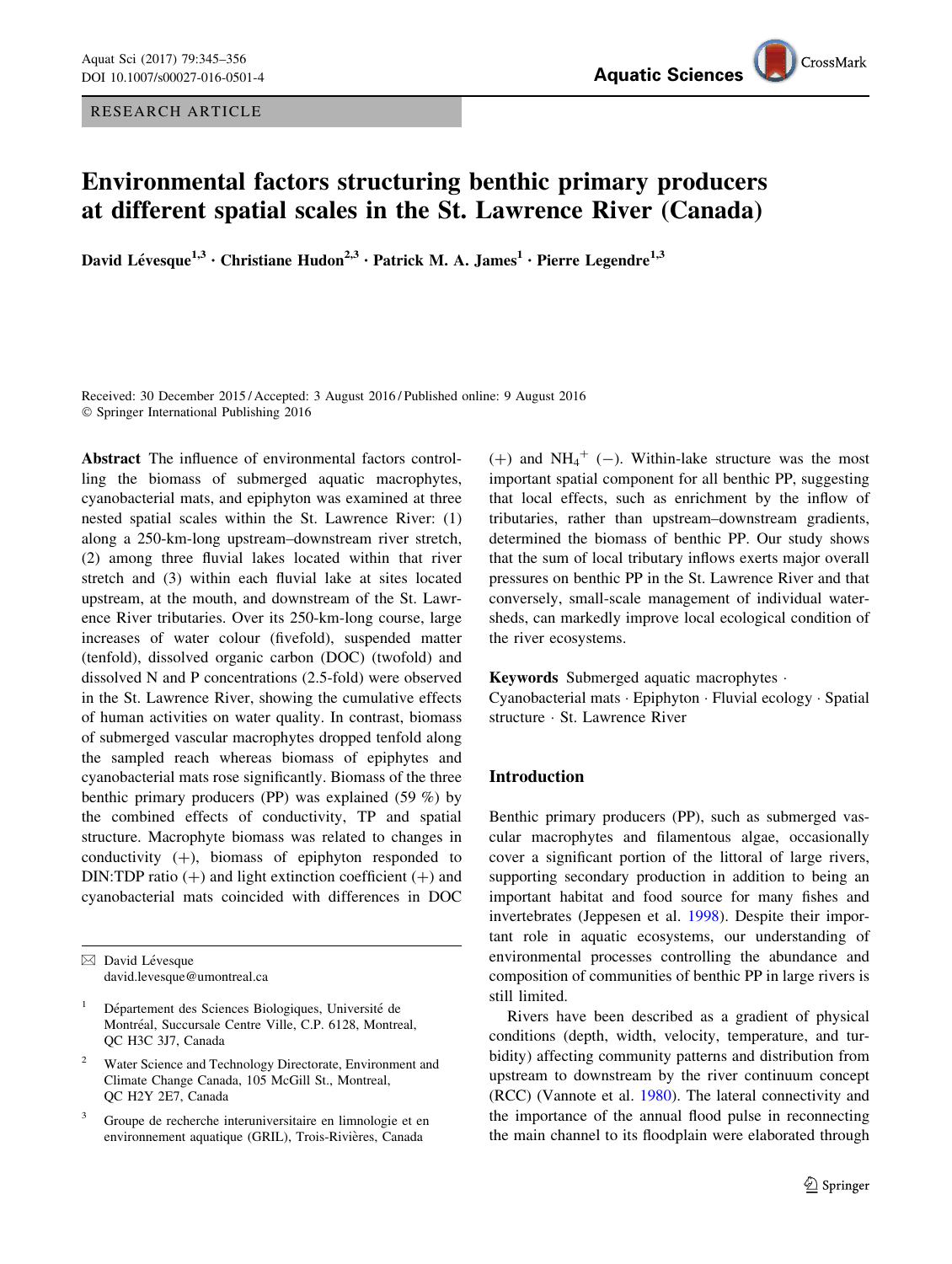RESEARCH ARTICLE

# Environmental factors structuring benthic primary producers at different spatial scales in the St. Lawrence River (Canada)

**David Lévesque**[1,3] · **Christiane Hudon**[2,3] · **Patrick M. A. James**[1] · **Pierre Legendre**[1,3]

Received: 30 December 2015 / Accepted: 3 August 2016 / Published online: 9 August 2016
© Springer International Publishing 2016

**Abstract** The influence of environmental factors controlling the biomass of submerged aquatic macrophytes, cyanobacterial mats, and epiphyton was examined at three nested spatial scales within the St. Lawrence River: (1) along a 250-km-long upstream–downstream river stretch, (2) among three fluvial lakes located within that river stretch and (3) within each fluvial lake at sites located upstream, at the mouth, and downstream of the St. Lawrence River tributaries. Over its 250-km-long course, large increases of water colour (fivefold), suspended matter (tenfold), dissolved organic carbon (DOC) (twofold) and dissolved N and P concentrations (2.5-fold) were observed in the St. Lawrence River, showing the cumulative effects of human activities on water quality. In contrast, biomass of submerged vascular macrophytes dropped tenfold along the sampled reach whereas biomass of epiphytes and cyanobacterial mats rose significantly. Biomass of the three benthic primary producers (PP) was explained (59 %) by the combined effects of conductivity, TP and spatial structure. Macrophyte biomass was related to changes in conductivity (+), biomass of epiphyton responded to DIN:TDP ratio (+) and light extinction coefficient (+) and cyanobacterial mats coincided with differences in DOC (+) and $NH_4^+$ (−). Within-lake structure was the most important spatial component for all benthic PP, suggesting that local effects, such as enrichment by the inflow of tributaries, rather than upstream–downstream gradients, determined the biomass of benthic PP. Our study shows that the sum of local tributary inflows exerts major overall pressures on benthic PP in the St. Lawrence River and that conversely, small-scale management of individual watersheds, can markedly improve local ecological condition of the river ecosystems.

**Keywords** Submerged aquatic macrophytes · Cyanobacterial mats · Epiphyton · Fluvial ecology · Spatial structure · St. Lawrence River

✉ David Lévesque
david.levesque@umontreal.ca

[1] Département des Sciences Biologiques, Université de Montréal, Succursale Centre Ville, C.P. 6128, Montreal, QC H3C 3J7, Canada

[2] Water Science and Technology Directorate, Environment and Climate Change Canada, 105 McGill St., Montreal, QC H2Y 2E7, Canada

[3] Groupe de recherche interuniversitaire en limnologie et en environnement aquatique (GRIL), Trois-Rivières, Canada

## Introduction

Benthic primary producers (PP), such as submerged vascular macrophytes and filamentous algae, occasionally cover a significant portion of the littoral of large rivers, supporting secondary production in addition to being an important habitat and food source for many fishes and invertebrates (Jeppesen et al. 1998). Despite their important role in aquatic ecosystems, our understanding of environmental processes controlling the abundance and composition of communities of benthic PP in large rivers is still limited.

Rivers have been described as a gradient of physical conditions (depth, width, velocity, temperature, and turbidity) affecting community patterns and distribution from upstream to downstream by the river continuum concept (RCC) (Vannote et al. 1980). The lateral connectivity and the importance of the annual flood pulse in reconnecting the main channel to its floodplain were elaborated through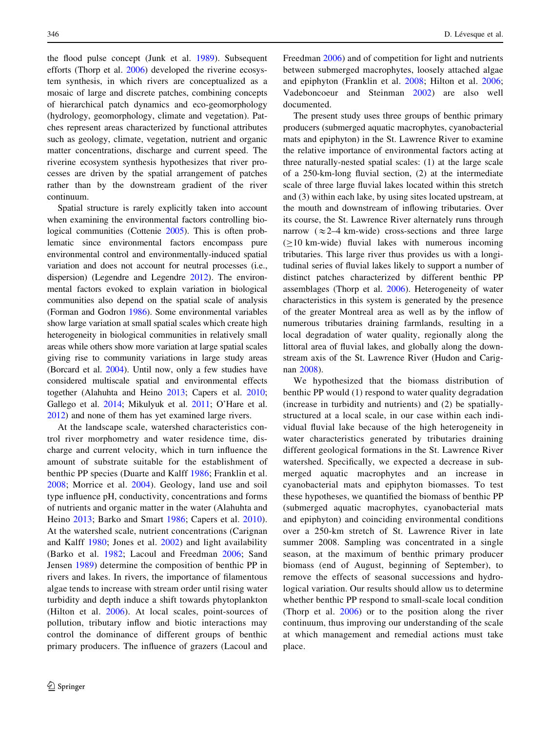the flood pulse concept (Junk et al. 1989). Subsequent efforts (Thorp et al. 2006) developed the riverine ecosystem synthesis, in which rivers are conceptualized as a mosaic of large and discrete patches, combining concepts of hierarchical patch dynamics and eco-geomorphology (hydrology, geomorphology, climate and vegetation). Patches represent areas characterized by functional attributes such as geology, climate, vegetation, nutrient and organic matter concentrations, discharge and current speed. The riverine ecosystem synthesis hypothesizes that river processes are driven by the spatial arrangement of patches rather than by the downstream gradient of the river continuum.

Spatial structure is rarely explicitly taken into account when examining the environmental factors controlling biological communities (Cottenie 2005). This is often problematic since environmental factors encompass pure environmental control and environmentally-induced spatial variation and does not account for neutral processes (i.e., dispersion) (Legendre and Legendre 2012). The environmental factors evoked to explain variation in biological communities also depend on the spatial scale of analysis (Forman and Godron 1986). Some environmental variables show large variation at small spatial scales which create high heterogeneity in biological communities in relatively small areas while others show more variation at large spatial scales giving rise to community variations in large study areas (Borcard et al. 2004). Until now, only a few studies have considered multiscale spatial and environmental effects together (Alahuhta and Heino 2013; Capers et al. 2010; Gallego et al. 2014; Mikulyuk et al. 2011; O'Hare et al. 2012) and none of them has yet examined large rivers.

At the landscape scale, watershed characteristics control river morphometry and water residence time, discharge and current velocity, which in turn influence the amount of substrate suitable for the establishment of benthic PP species (Duarte and Kalff 1986; Franklin et al. 2008; Morrice et al. 2004). Geology, land use and soil type influence pH, conductivity, concentrations and forms of nutrients and organic matter in the water (Alahuhta and Heino 2013; Barko and Smart 1986; Capers et al. 2010). At the watershed scale, nutrient concentrations (Carignan and Kalff 1980; Jones et al. 2002) and light availability (Barko et al. 1982; Lacoul and Freedman 2006; Sand Jensen 1989) determine the composition of benthic PP in rivers and lakes. In rivers, the importance of filamentous algae tends to increase with stream order until rising water turbidity and depth induce a shift towards phytoplankton (Hilton et al. 2006). At local scales, point-sources of pollution, tributary inflow and biotic interactions may control the dominance of different groups of benthic primary producers. The influence of grazers (Lacoul and Freedman 2006) and of competition for light and nutrients between submerged macrophytes, loosely attached algae and epiphyton (Franklin et al. 2008; Hilton et al. 2006; Vadeboncoeur and Steinman 2002) are also well documented.

The present study uses three groups of benthic primary producers (submerged aquatic macrophytes, cyanobacterial mats and epiphyton) in the St. Lawrence River to examine the relative importance of environmental factors acting at three naturally-nested spatial scales: (1) at the large scale of a 250-km-long fluvial section, (2) at the intermediate scale of three large fluvial lakes located within this stretch and (3) within each lake, by using sites located upstream, at the mouth and downstream of inflowing tributaries. Over its course, the St. Lawrence River alternately runs through narrow ($\approx$2–4 km-wide) cross-sections and three large ($\geq$10 km-wide) fluvial lakes with numerous incoming tributaries. This large river thus provides us with a longitudinal series of fluvial lakes likely to support a number of distinct patches characterized by different benthic PP assemblages (Thorp et al. 2006). Heterogeneity of water characteristics in this system is generated by the presence of the greater Montreal area as well as by the inflow of numerous tributaries draining farmlands, resulting in a local degradation of water quality, regionally along the littoral area of fluvial lakes, and globally along the downstream axis of the St. Lawrence River (Hudon and Carignan 2008).

We hypothesized that the biomass distribution of benthic PP would (1) respond to water quality degradation (increase in turbidity and nutrients) and (2) be spatially-structured at a local scale, in our case within each individual fluvial lake because of the high heterogeneity in water characteristics generated by tributaries draining different geological formations in the St. Lawrence River watershed. Specifically, we expected a decrease in submerged aquatic macrophytes and an increase in cyanobacterial mats and epiphyton biomasses. To test these hypotheses, we quantified the biomass of benthic PP (submerged aquatic macrophytes, cyanobacterial mats and epiphyton) and coinciding environmental conditions over a 250-km stretch of St. Lawrence River in late summer 2008. Sampling was concentrated in a single season, at the maximum of benthic primary producer biomass (end of August, beginning of September), to remove the effects of seasonal successions and hydrological variation. Our results should allow us to determine whether benthic PP respond to small-scale local condition (Thorp et al. 2006) or to the position along the river continuum, thus improving our understanding of the scale at which management and remedial actions must take place.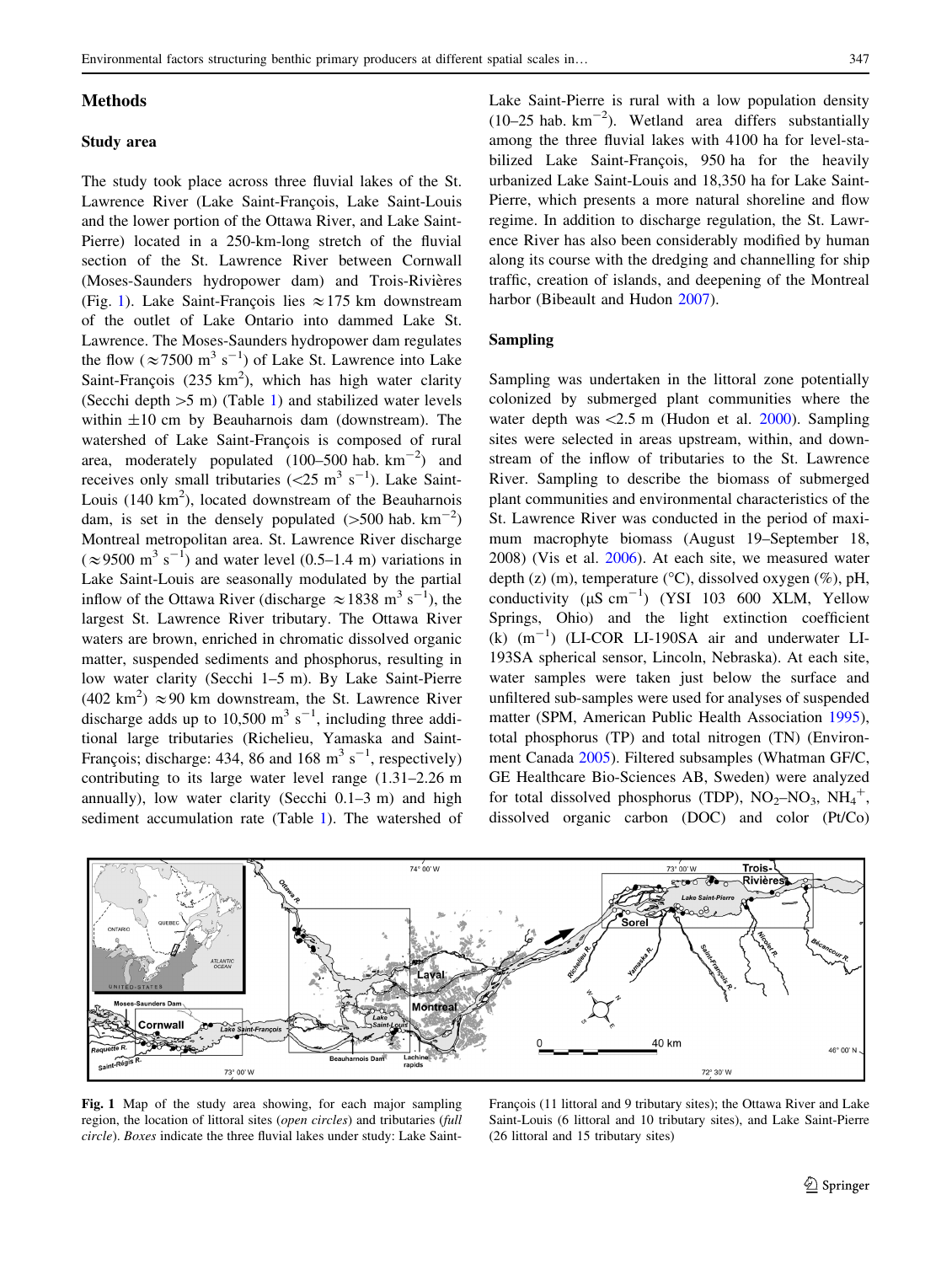## Methods

### Study area

The study took place across three fluvial lakes of the St. Lawrence River (Lake Saint-François, Lake Saint-Louis and the lower portion of the Ottawa River, and Lake Saint-Pierre) located in a 250-km-long stretch of the fluvial section of the St. Lawrence River between Cornwall (Moses-Saunders hydropower dam) and Trois-Rivières (Fig. 1). Lake Saint-François lies ≈175 km downstream of the outlet of Lake Ontario into dammed Lake St. Lawrence. The Moses-Saunders hydropower dam regulates the flow (≈7500 $m^3 s^{-1}$) of Lake St. Lawrence into Lake Saint-François (235 $km^2$), which has high water clarity (Secchi depth >5 m) (Table 1) and stabilized water levels within ±10 cm by Beauharnois dam (downstream). The watershed of Lake Saint-François is composed of rural area, moderately populated (100–500 hab. $km^{-2}$) and receives only small tributaries (<25 $m^3 s^{-1}$). Lake Saint-Louis (140 $km^2$), located downstream of the Beauharnois dam, is set in the densely populated (>500 hab. $km^{-2}$) Montreal metropolitan area. St. Lawrence River discharge (≈9500 $m^3 s^{-1}$) and water level (0.5–1.4 m) variations in Lake Saint-Louis are seasonally modulated by the partial inflow of the Ottawa River (discharge ≈1838 $m^3 s^{-1}$), the largest St. Lawrence River tributary. The Ottawa River waters are brown, enriched in chromatic dissolved organic matter, suspended sediments and phosphorus, resulting in low water clarity (Secchi 1–5 m). By Lake Saint-Pierre (402 $km^2$) ≈90 km downstream, the St. Lawrence River discharge adds up to 10,500 $m^3 s^{-1}$, including three additional large tributaries (Richelieu, Yamaska and Saint-François; discharge: 434, 86 and 168 $m^3 s^{-1}$, respectively) contributing to its large water level range (1.31–2.26 m annually), low water clarity (Secchi 0.1–3 m) and high sediment accumulation rate (Table 1). The watershed of Lake Saint-Pierre is rural with a low population density (10–25 hab. $km^{-2}$). Wetland area differs substantially among the three fluvial lakes with 4100 ha for level-stabilized Lake Saint-François, 950 ha for the heavily urbanized Lake Saint-Louis and 18,350 ha for Lake Saint-Pierre, which presents a more natural shoreline and flow regime. In addition to discharge regulation, the St. Lawrence River has also been considerably modified by human along its course with the dredging and channelling for ship traffic, creation of islands, and deepening of the Montreal harbor (Bibeault and Hudon 2007).

### Sampling

Sampling was undertaken in the littoral zone potentially colonized by submerged plant communities where the water depth was <2.5 m (Hudon et al. 2000). Sampling sites were selected in areas upstream, within, and downstream of the inflow of tributaries to the St. Lawrence River. Sampling to describe the biomass of submerged plant communities and environmental characteristics of the St. Lawrence River was conducted in the period of maximum macrophyte biomass (August 19–September 18, 2008) (Vis et al. 2006). At each site, we measured water depth (z) (m), temperature (°C), dissolved oxygen (%), pH, conductivity (μS $cm^{-1}$) (YSI 103 600 XLM, Yellow Springs, Ohio) and the light extinction coefficient (k) ($m^{-1}$) (LI-COR LI-190SA air and underwater LI-193SA spherical sensor, Lincoln, Nebraska). At each site, water samples were taken just below the surface and unfiltered sub-samples were used for analyses of suspended matter (SPM, American Public Health Association 1995), total phosphorus (TP) and total nitrogen (TN) (Environment Canada 2005). Filtered subsamples (Whatman GF/C, GE Healthcare Bio-Sciences AB, Sweden) were analyzed for total dissolved phosphorus (TDP), $NO_2$–$NO_3$, $NH_4^+$, dissolved organic carbon (DOC) and color (Pt/Co)

**Fig. 1** Map of the study area showing, for each major sampling region, the location of littoral sites (*open circles*) and tributaries (*full circle*). *Boxes* indicate the three fluvial lakes under study: Lake Saint-François (11 littoral and 9 tributary sites); the Ottawa River and Lake Saint-Louis (6 littoral and 10 tributary sites), and Lake Saint-Pierre (26 littoral and 15 tributary sites)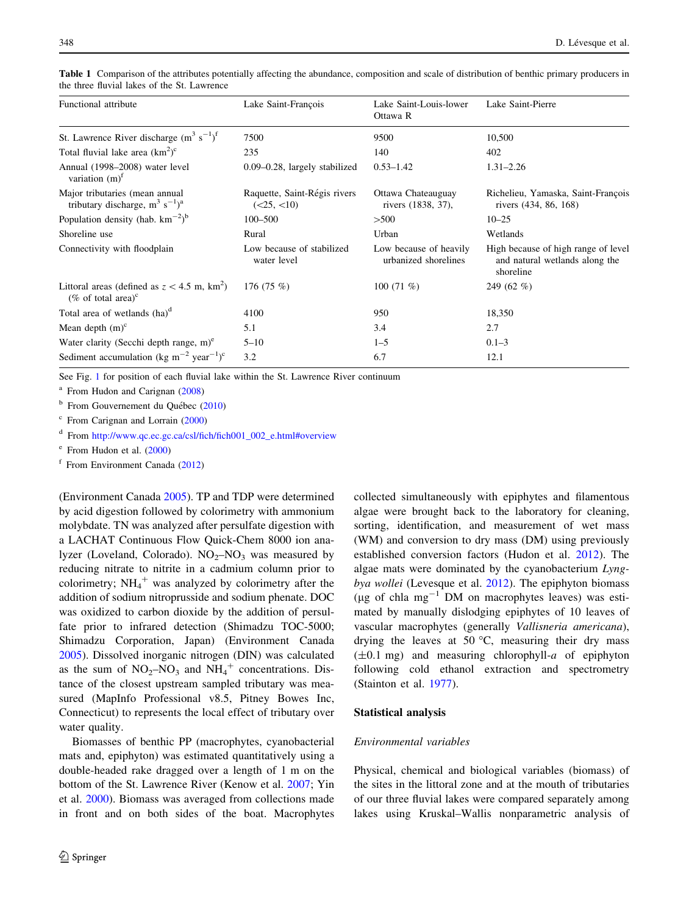Table 1 Comparison of the attributes potentially affecting the abundance, composition and scale of distribution of benthic primary producers in the three fluvial lakes of the St. Lawrence

| Functional attribute | Lake Saint-François | Lake Saint-Louis-lower Ottawa R | Lake Saint-Pierre |
|---|---|---|---|
| St. Lawrence River discharge ($m^3\ s^{-1}$)[f] | 7500 | 9500 | 10,500 |
| Total fluvial lake area ($km^2$)[c] | 235 | 140 | 402 |
| Annual (1998–2008) water level variation (m)[f] | 0.09–0.28, largely stabilized | 0.53–1.42 | 1.31–2.26 |
| Major tributaries (mean annual tributary discharge, $m^3\ s^{-1}$)[a] | Raquette, Saint-Régis rivers (<25, <10) | Ottawa Chateauguay rivers (1838, 37), | Richelieu, Yamaska, Saint-François rivers (434, 86, 168) |
| Population density (hab. $km^{-2}$)[b] | 100–500 | >500 | 10–25 |
| Shoreline use | Rural | Urban | Wetlands |
| Connectivity with floodplain | Low because of stabilized water level | Low because of heavily urbanized shorelines | High because of high range of level and natural wetlands along the shoreline |
| Littoral areas (defined as $z < 4.5$ m, $km^2$) (% of total area)[c] | 176 (75 %) | 100 (71 %) | 249 (62 %) |
| Total area of wetlands (ha)[d] | 4100 | 950 | 18,350 |
| Mean depth (m)[c] | 5.1 | 3.4 | 2.7 |
| Water clarity (Secchi depth range, m)[e] | 5–10 | 1–5 | 0.1–3 |
| Sediment accumulation (kg $m^{-2}$ $year^{-1}$)[c] | 3.2 | 6.7 | 12.1 |

See Fig. 1 for position of each fluvial lake within the St. Lawrence River continuum

[a] From Hudon and Carignan (2008)

[b] From Gouvernement du Québec (2010)

[c] From Carignan and Lorrain (2000)

[d] From http://www.qc.ec.gc.ca/csl/fich/fich001_002_e.html#overview

[e] From Hudon et al. (2000)

[f] From Environment Canada (2012)

(Environment Canada 2005). TP and TDP were determined by acid digestion followed by colorimetry with ammonium molybdate. TN was analyzed after persulfate digestion with a LACHAT Continuous Flow Quick-Chem 8000 ion analyzer (Loveland, Colorado). $NO_2$–$NO_3$ was measured by reducing nitrate to nitrite in a cadmium column prior to colorimetry; $NH_4^+$ was analyzed by colorimetry after the addition of sodium nitroprusside and sodium phenate. DOC was oxidized to carbon dioxide by the addition of persulfate prior to infrared detection (Shimadzu TOC-5000; Shimadzu Corporation, Japan) (Environment Canada 2005). Dissolved inorganic nitrogen (DIN) was calculated as the sum of $NO_2$–$NO_3$ and $NH_4^+$ concentrations. Distance of the closest upstream sampled tributary was measured (MapInfo Professional v8.5, Pitney Bowes Inc, Connecticut) to represents the local effect of tributary over water quality.

Biomasses of benthic PP (macrophytes, cyanobacterial mats and, epiphyton) was estimated quantitatively using a double-headed rake dragged over a length of 1 m on the bottom of the St. Lawrence River (Kenow et al. 2007; Yin et al. 2000). Biomass was averaged from collections made in front and on both sides of the boat. Macrophytes collected simultaneously with epiphytes and filamentous algae were brought back to the laboratory for cleaning, sorting, identification, and measurement of wet mass (WM) and conversion to dry mass (DM) using previously established conversion factors (Hudon et al. 2012). The algae mats were dominated by the cyanobacterium *Lyngbya wollei* (Levesque et al. 2012). The epiphyton biomass (μg of chla $mg^{-1}$ DM on macrophytes leaves) was estimated by manually dislodging epiphytes of 10 leaves of vascular macrophytes (generally *Vallisneria americana*), drying the leaves at 50 °C, measuring their dry mass (±0.1 mg) and measuring chlorophyll-*a* of epiphyton following cold ethanol extraction and spectrometry (Stainton et al. 1977).

## Statistical analysis

### *Environmental variables*

Physical, chemical and biological variables (biomass) of the sites in the littoral zone and at the mouth of tributaries of our three fluvial lakes were compared separately among lakes using Kruskal–Wallis nonparametric analysis of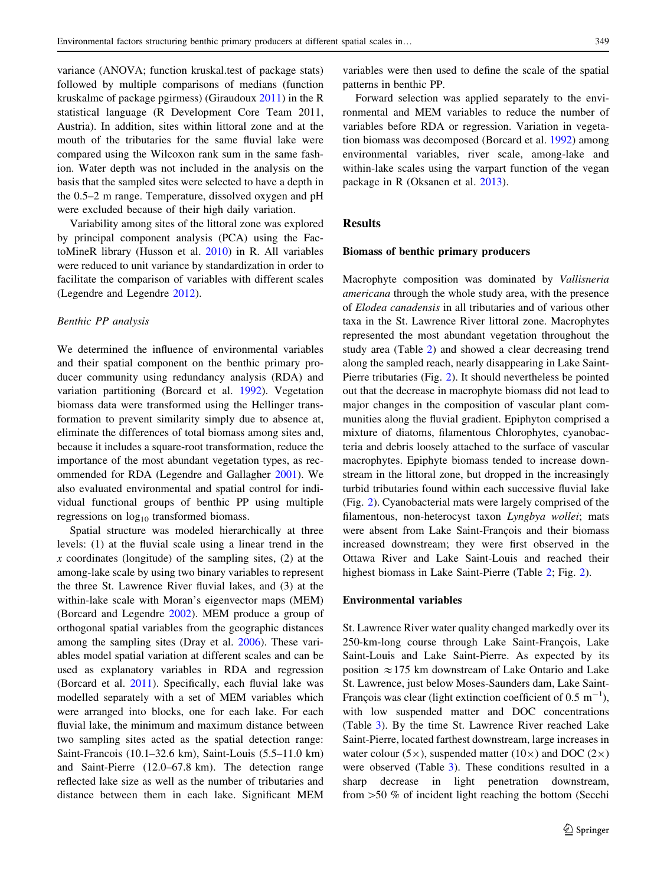variance (ANOVA; function kruskal.test of package stats) followed by multiple comparisons of medians (function kruskalmc of package pgirmess) (Giraudoux 2011) in the R statistical language (R Development Core Team 2011, Austria). In addition, sites within littoral zone and at the mouth of the tributaries for the same fluvial lake were compared using the Wilcoxon rank sum in the same fashion. Water depth was not included in the analysis on the basis that the sampled sites were selected to have a depth in the 0.5–2 m range. Temperature, dissolved oxygen and pH were excluded because of their high daily variation.

Variability among sites of the littoral zone was explored by principal component analysis (PCA) using the FactoMineR library (Husson et al. 2010) in R. All variables were reduced to unit variance by standardization in order to facilitate the comparison of variables with different scales (Legendre and Legendre 2012).

### Benthic PP analysis

We determined the influence of environmental variables and their spatial component on the benthic primary producer community using redundancy analysis (RDA) and variation partitioning (Borcard et al. 1992). Vegetation biomass data were transformed using the Hellinger transformation to prevent similarity simply due to absence at, eliminate the differences of total biomass among sites and, because it includes a square-root transformation, reduce the importance of the most abundant vegetation types, as recommended for RDA (Legendre and Gallagher 2001). We also evaluated environmental and spatial control for individual functional groups of benthic PP using multiple regressions on $\log_{10}$ transformed biomass.

Spatial structure was modeled hierarchically at three levels: (1) at the fluvial scale using a linear trend in the *x* coordinates (longitude) of the sampling sites, (2) at the among-lake scale by using two binary variables to represent the three St. Lawrence River fluvial lakes, and (3) at the within-lake scale with Moran's eigenvector maps (MEM) (Borcard and Legendre 2002). MEM produce a group of orthogonal spatial variables from the geographic distances among the sampling sites (Dray et al. 2006). These variables model spatial variation at different scales and can be used as explanatory variables in RDA and regression (Borcard et al. 2011). Specifically, each fluvial lake was modelled separately with a set of MEM variables which were arranged into blocks, one for each lake. For each fluvial lake, the minimum and maximum distance between two sampling sites acted as the spatial detection range: Saint-Francois (10.1–32.6 km), Saint-Louis (5.5–11.0 km) and Saint-Pierre (12.0–67.8 km). The detection range reflected lake size as well as the number of tributaries and distance between them in each lake. Significant MEM variables were then used to define the scale of the spatial patterns in benthic PP.

Forward selection was applied separately to the environmental and MEM variables to reduce the number of variables before RDA or regression. Variation in vegetation biomass was decomposed (Borcard et al. 1992) among environmental variables, river scale, among-lake and within-lake scales using the varpart function of the vegan package in R (Oksanen et al. 2013).

## Results

### Biomass of benthic primary producers

Macrophyte composition was dominated by *Vallisneria americana* through the whole study area, with the presence of *Elodea canadensis* in all tributaries and of various other taxa in the St. Lawrence River littoral zone. Macrophytes represented the most abundant vegetation throughout the study area (Table 2) and showed a clear decreasing trend along the sampled reach, nearly disappearing in Lake Saint-Pierre tributaries (Fig. 2). It should nevertheless be pointed out that the decrease in macrophyte biomass did not lead to major changes in the composition of vascular plant communities along the fluvial gradient. Epiphyton comprised a mixture of diatoms, filamentous Chlorophytes, cyanobacteria and debris loosely attached to the surface of vascular macrophytes. Epiphyte biomass tended to increase downstream in the littoral zone, but dropped in the increasingly turbid tributaries found within each successive fluvial lake (Fig. 2). Cyanobacterial mats were largely comprised of the filamentous, non-heterocyst taxon *Lyngbya wollei*; mats were absent from Lake Saint-François and their biomass increased downstream; they were first observed in the Ottawa River and Lake Saint-Louis and reached their highest biomass in Lake Saint-Pierre (Table 2; Fig. 2).

### Environmental variables

St. Lawrence River water quality changed markedly over its 250-km-long course through Lake Saint-François, Lake Saint-Louis and Lake Saint-Pierre. As expected by its position $\approx$175 km downstream of Lake Ontario and Lake St. Lawrence, just below Moses-Saunders dam, Lake Saint-François was clear (light extinction coefficient of 0.5 $m^{-1}$), with low suspended matter and DOC concentrations (Table 3). By the time St. Lawrence River reached Lake Saint-Pierre, located farthest downstream, large increases in water colour (5$\times$), suspended matter (10$\times$) and DOC (2$\times$) were observed (Table 3). These conditions resulted in a sharp decrease in light penetration downstream, from >50 % of incident light reaching the bottom (Secchi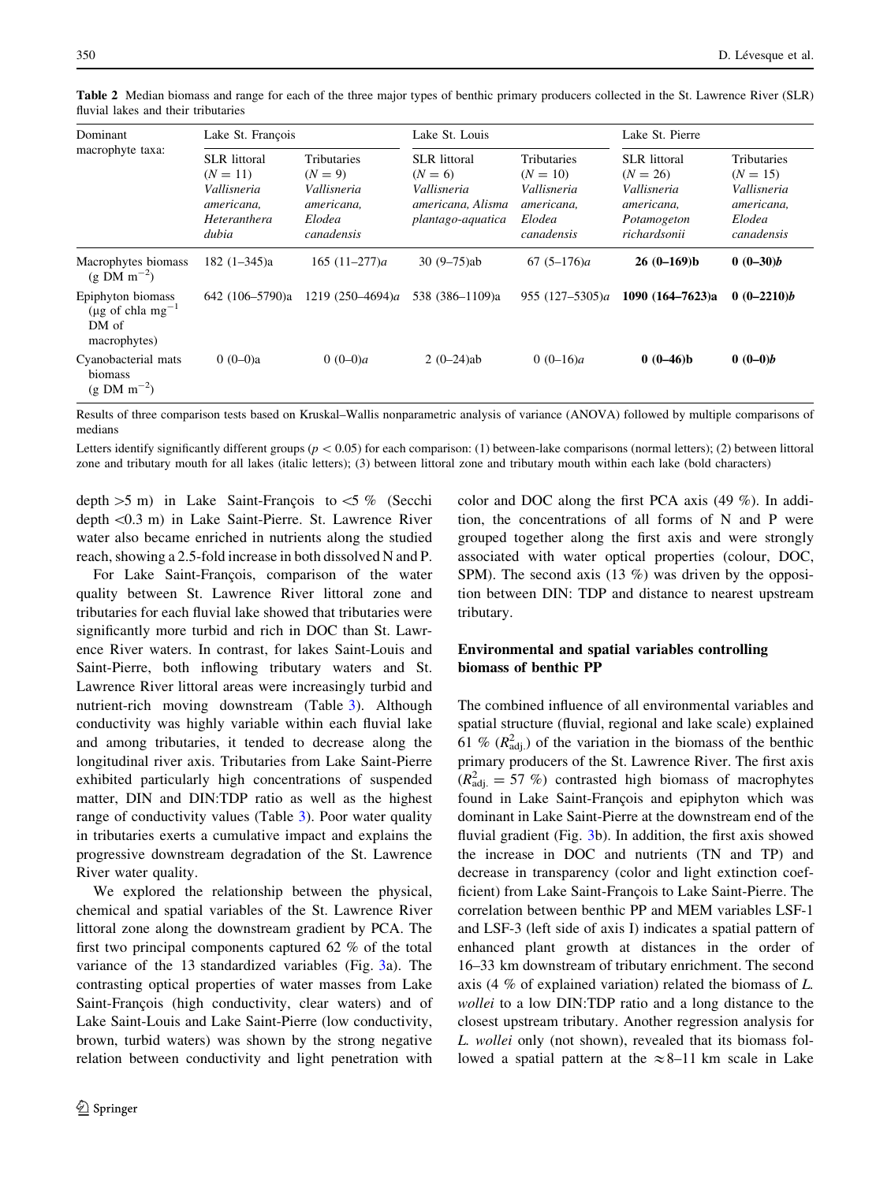**Table 2** Median biomass and range for each of the three major types of benthic primary producers collected in the St. Lawrence River (SLR) fluvial lakes and their tributaries

| Dominant macrophyte taxa: | Lake St. François | | Lake St. Louis | | Lake St. Pierre | |
|---|---|---|---|---|---|---|
| | SLR littoral ($N = 11$) *Vallisneria americana, Heteranthera dubia* | Tributaries ($N = 9$) *Vallisneria americana, Elodea canadensis* | SLR littoral ($N = 6$) *Vallisneria americana, Alisma plantago-aquatica* | Tributaries ($N = 10$) *Vallisneria americana, Elodea canadensis* | SLR littoral ($N = 26$) *Vallisneria americana, Potamogeton richardsonii* | Tributaries ($N = 15$) *Vallisneria americana, Elodea canadensis* |
| Macrophytes biomass (g DM $m^{-2}$) | 182 (1–345)a | 165 (11–277)*a* | 30 (9–75)ab | 67 (5–176)*a* | **26 (0–169)b** | ***0 (0–30)b*** |
| Epiphyton biomass (μg of chla $mg^{-1}$ DM of macrophytes) | 642 (106–5790)a | 1219 (250–4694)*a* | 538 (386–1109)a | 955 (127–5305)*a* | **1090 (164–7623)a** | ***0 (0–2210)b*** |
| Cyanobacterial mats biomass (g DM $m^{-2}$) | 0 (0–0)a | 0 (0–0)*a* | 2 (0–24)ab | 0 (0–16)*a* | **0 (0–46)b** | ***0 (0–0)b*** |

Results of three comparison tests based on Kruskal–Wallis nonparametric analysis of variance (ANOVA) followed by multiple comparisons of medians

Letters identify significantly different groups ($p < 0.05$) for each comparison: (1) between-lake comparisons (normal letters); (2) between littoral zone and tributary mouth for all lakes (italic letters); (3) between littoral zone and tributary mouth within each lake (bold characters)

depth >5 m) in Lake Saint-François to <5 % (Secchi depth <0.3 m) in Lake Saint-Pierre. St. Lawrence River water also became enriched in nutrients along the studied reach, showing a 2.5-fold increase in both dissolved N and P.

For Lake Saint-François, comparison of the water quality between St. Lawrence River littoral zone and tributaries for each fluvial lake showed that tributaries were significantly more turbid and rich in DOC than St. Lawrence River waters. In contrast, for lakes Saint-Louis and Saint-Pierre, both inflowing tributary waters and St. Lawrence River littoral areas were increasingly turbid and nutrient-rich moving downstream (Table 3). Although conductivity was highly variable within each fluvial lake and among tributaries, it tended to decrease along the longitudinal river axis. Tributaries from Lake Saint-Pierre exhibited particularly high concentrations of suspended matter, DIN and DIN:TDP ratio as well as the highest range of conductivity values (Table 3). Poor water quality in tributaries exerts a cumulative impact and explains the progressive downstream degradation of the St. Lawrence River water quality.

We explored the relationship between the physical, chemical and spatial variables of the St. Lawrence River littoral zone along the downstream gradient by PCA. The first two principal components captured 62 % of the total variance of the 13 standardized variables (Fig. 3a). The contrasting optical properties of water masses from Lake Saint-François (high conductivity, clear waters) and of Lake Saint-Louis and Lake Saint-Pierre (low conductivity, brown, turbid waters) was shown by the strong negative relation between conductivity and light penetration with color and DOC along the first PCA axis (49 %). In addition, the concentrations of all forms of N and P were grouped together along the first axis and were strongly associated with water optical properties (colour, DOC, SPM). The second axis (13 %) was driven by the opposition between DIN: TDP and distance to nearest upstream tributary.

## Environmental and spatial variables controlling biomass of benthic PP

The combined influence of all environmental variables and spatial structure (fluvial, regional and lake scale) explained 61 % ($R^2_{adj.}$) of the variation in the biomass of the benthic primary producers of the St. Lawrence River. The first axis ($R^2_{adj.} = 57$ %) contrasted high biomass of macrophytes found in Lake Saint-François and epiphyton which was dominant in Lake Saint-Pierre at the downstream end of the fluvial gradient (Fig. 3b). In addition, the first axis showed the increase in DOC and nutrients (TN and TP) and decrease in transparency (color and light extinction coefficient) from Lake Saint-François to Lake Saint-Pierre. The correlation between benthic PP and MEM variables LSF-1 and LSF-3 (left side of axis I) indicates a spatial pattern of enhanced plant growth at distances in the order of 16–33 km downstream of tributary enrichment. The second axis (4 % of explained variation) related the biomass of *L. wollei* to a low DIN:TDP ratio and a long distance to the closest upstream tributary. Another regression analysis for *L. wollei* only (not shown), revealed that its biomass followed a spatial pattern at the ≈8–11 km scale in Lake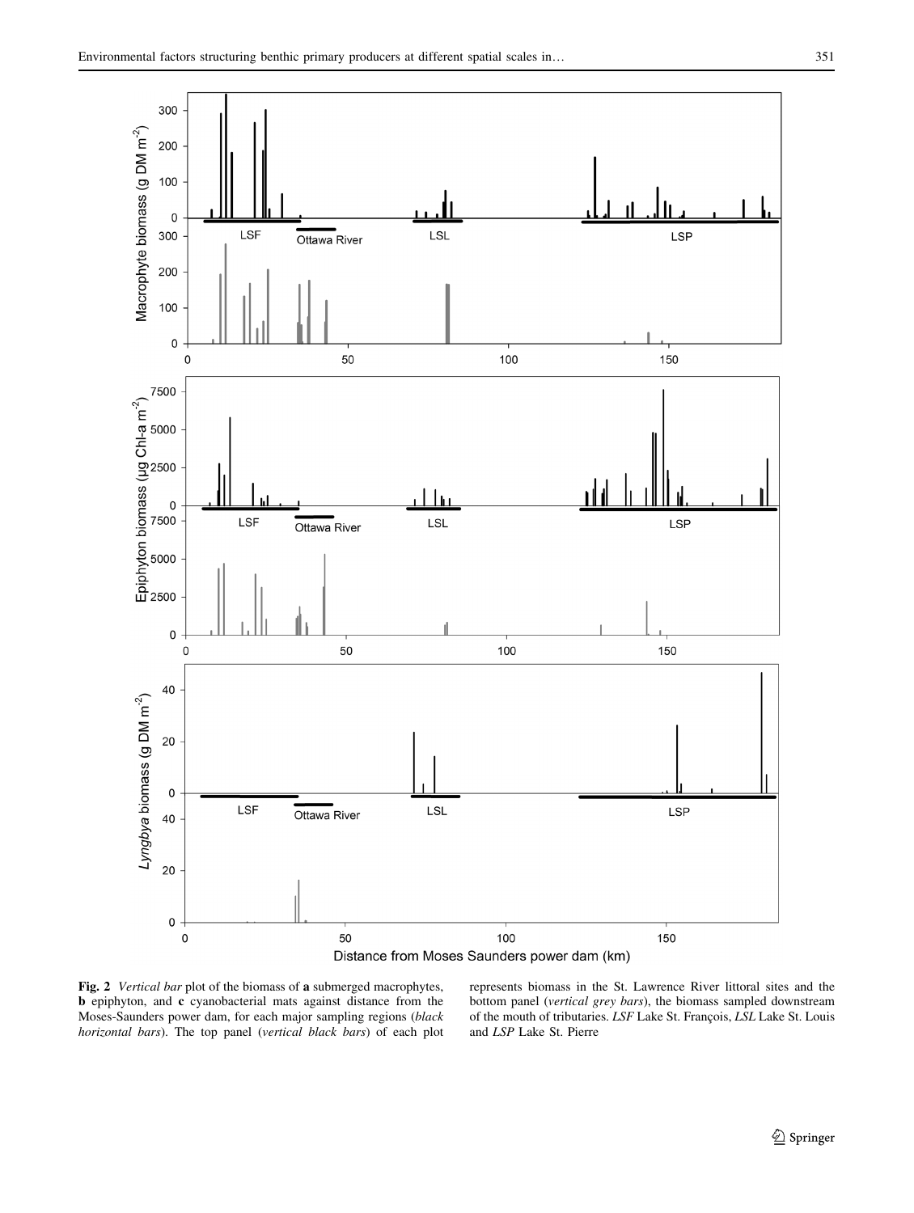Fig. 2 *Vertical bar* plot of the biomass of **a** submerged macrophytes, **b** epiphyton, and **c** cyanobacterial mats against distance from the Moses-Saunders power dam, for each major sampling regions (*black horizontal bars*). The top panel (*vertical black bars*) of each plot represents biomass in the St. Lawrence River littoral sites and the bottom panel (*vertical grey bars*), the biomass sampled downstream of the mouth of tributaries. *LSF* Lake St. François, *LSL* Lake St. Louis and *LSP* Lake St. Pierre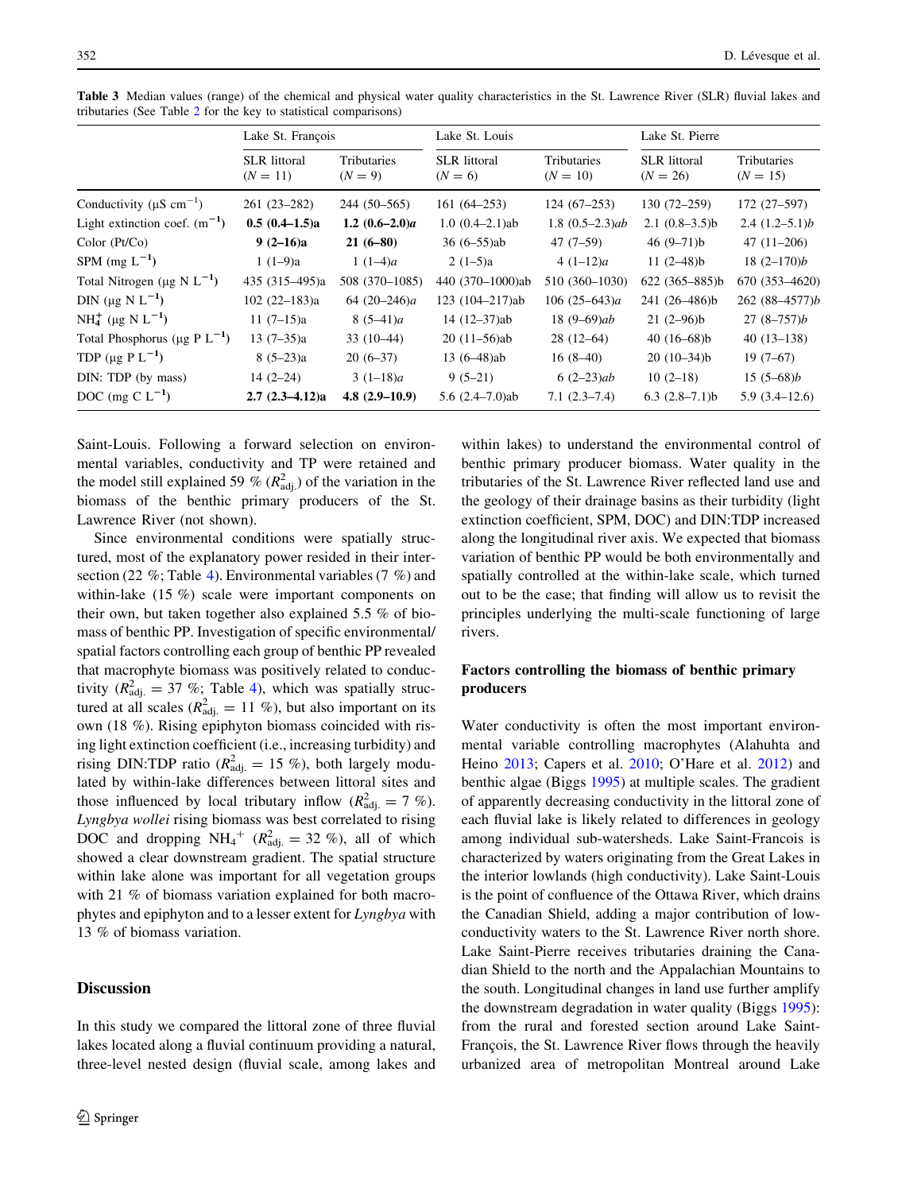**Table 3** Median values (range) of the chemical and physical water quality characteristics in the St. Lawrence River (SLR) fluvial lakes and tributaries (See Table 2 for the key to statistical comparisons)

| | Lake St. François | | Lake St. Louis | | Lake St. Pierre | |
|---|---|---|---|---|---|---|
| | SLR littoral ($N = 11$) | Tributaries ($N = 9$) | SLR littoral ($N = 6$) | Tributaries ($N = 10$) | SLR littoral ($N = 26$) | Tributaries ($N = 15$) |
| Conductivity (µS $cm^{-1}$) | 261 (23–282) | 244 (50–565) | 161 (64–253) | 124 (67–253) | 130 (72–259) | 172 (27–597) |
| Light extinction coef. ($m^{-1}$) | **0.5 (0.4–1.5)a** | **1.2 (0.6–2.0)*a*** | 1.0 (0.4–2.1)ab | 1.8 (0.5–2.3)*ab* | 2.1 (0.8–3.5)b | 2.4 (1.2–5.1)*b* |
| Color (Pt/Co) | **9 (2–16)a** | **21 (6–80)** | 36 (6–55)ab | 47 (7–59) | 46 (9–71)b | 47 (11–206) |
| SPM (mg $L^{-1}$) | 1 (1–9)a | 1 (1–4)*a* | 2 (1–5)a | 4 (1–12)*a* | 11 (2–48)b | 18 (2–170)*b* |
| Total Nitrogen (µg N $L^{-1}$) | 435 (315–495)a | 508 (370–1085) | 440 (370–1000)ab | 510 (360–1030) | 622 (365–885)b | 670 (353–4620) |
| DIN (µg N $L^{-1}$) | 102 (22–183)a | 64 (20–246)*a* | 123 (104–217)ab | 106 (25–643)*a* | 241 (26–486)b | 262 (88–4577)*b* |
| $NH_4^+$ (µg N $L^{-1}$) | 11 (7–15)a | 8 (5–41)*a* | 14 (12–37)ab | 18 (9–69)*ab* | 21 (2–96)b | 27 (8–757)*b* |
| Total Phosphorus (µg P $L^{-1}$) | 13 (7–35)a | 33 (10–44) | 20 (11–56)ab | 28 (12–64) | 40 (16–68)b | 40 (13–138) |
| TDP (µg P $L^{-1}$) | 8 (5–23)a | 20 (6–37) | 13 (6–48)ab | 16 (8–40) | 20 (10–34)b | 19 (7–67) |
| DIN: TDP (by mass) | 14 (2–24) | 3 (1–18)*a* | 9 (5–21) | 6 (2–23)*ab* | 10 (2–18) | 15 (5–68)*b* |
| DOC (mg C $L^{-1}$) | **2.7 (2.3–4.12)a** | **4.8 (2.9–10.9)** | 5.6 (2.4–7.0)ab | 7.1 (2.3–7.4) | 6.3 (2.8–7.1)b | 5.9 (3.4–12.6) |

Saint-Louis. Following a forward selection on environmental variables, conductivity and TP were retained and the model still explained 59 % ($R^2_{adj.}$) of the variation in the biomass of the benthic primary producers of the St. Lawrence River (not shown).

Since environmental conditions were spatially structured, most of the explanatory power resided in their intersection (22 %; Table 4). Environmental variables (7 %) and within-lake (15 %) scale were important components on their own, but taken together also explained 5.5 % of biomass of benthic PP. Investigation of specific environmental/spatial factors controlling each group of benthic PP revealed that macrophyte biomass was positively related to conductivity ($R^2_{adj.} = 37$ %; Table 4), which was spatially structured at all scales ($R^2_{adj.} = 11$ %), but also important on its own (18 %). Rising epiphyton biomass coincided with rising light extinction coefficient (i.e., increasing turbidity) and rising DIN:TDP ratio ($R^2_{adj.} = 15$ %), both largely modulated by within-lake differences between littoral sites and those influenced by local tributary inflow ($R^2_{adj.} = 7$ %). *Lyngbya wollei* rising biomass was best correlated to rising DOC and dropping $NH_4^+$ ($R^2_{adj.} = 32$ %), all of which showed a clear downstream gradient. The spatial structure within lake alone was important for all vegetation groups with 21 % of biomass variation explained for both macrophytes and epiphyton and to a lesser extent for *Lyngbya* with 13 % of biomass variation.

## Discussion

In this study we compared the littoral zone of three fluvial lakes located along a fluvial continuum providing a natural, three-level nested design (fluvial scale, among lakes and within lakes) to understand the environmental control of benthic primary producer biomass. Water quality in the tributaries of the St. Lawrence River reflected land use and the geology of their drainage basins as their turbidity (light extinction coefficient, SPM, DOC) and DIN:TDP increased along the longitudinal river axis. We expected that biomass variation of benthic PP would be both environmentally and spatially controlled at the within-lake scale, which turned out to be the case; that finding will allow us to revisit the principles underlying the multi-scale functioning of large rivers.

### Factors controlling the biomass of benthic primary producers

Water conductivity is often the most important environmental variable controlling macrophytes (Alahuhta and Heino 2013; Capers et al. 2010; O'Hare et al. 2012) and benthic algae (Biggs 1995) at multiple scales. The gradient of apparently decreasing conductivity in the littoral zone of each fluvial lake is likely related to differences in geology among individual sub-watersheds. Lake Saint-Francois is characterized by waters originating from the Great Lakes in the interior lowlands (high conductivity). Lake Saint-Louis is the point of confluence of the Ottawa River, which drains the Canadian Shield, adding a major contribution of low-conductivity waters to the St. Lawrence River north shore. Lake Saint-Pierre receives tributaries draining the Canadian Shield to the north and the Appalachian Mountains to the south. Longitudinal changes in land use further amplify the downstream degradation in water quality (Biggs 1995): from the rural and forested section around Lake Saint-François, the St. Lawrence River flows through the heavily urbanized area of metropolitan Montreal around Lake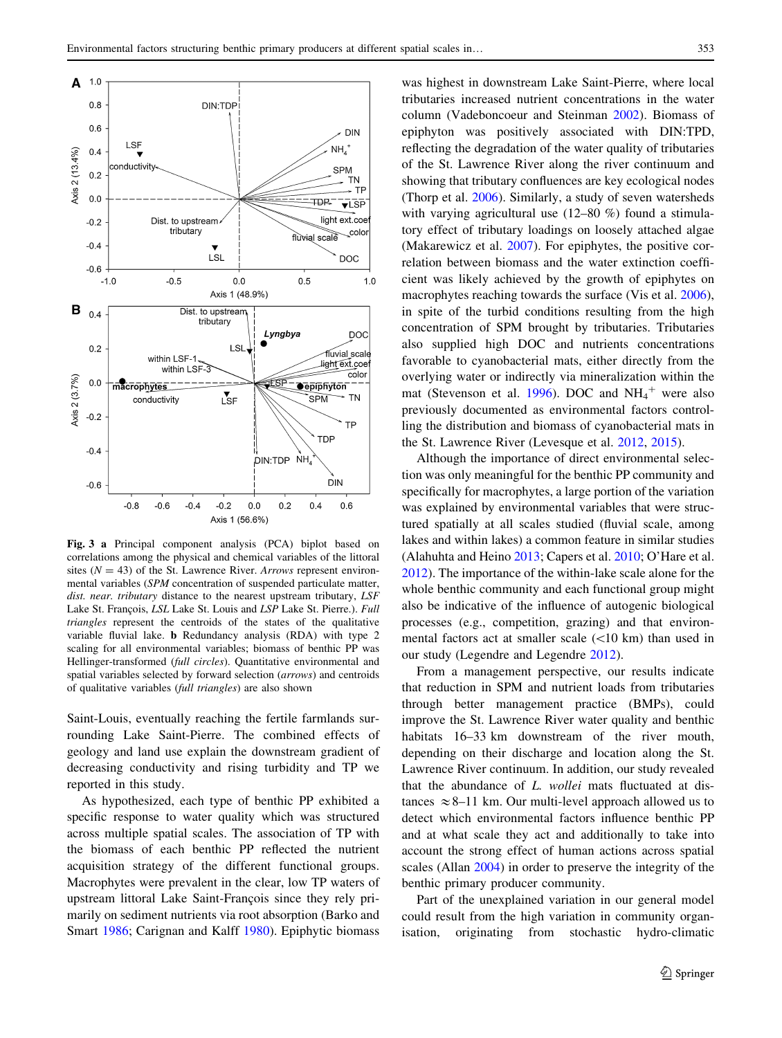**Fig. 3** **a** Principal component analysis (PCA) biplot based on correlations among the physical and chemical variables of the littoral sites ($N = 43$) of the St. Lawrence River. *Arrows* represent environmental variables (*SPM* concentration of suspended particulate matter, *dist. near. tributary* distance to the nearest upstream tributary, *LSF* Lake St. François, *LSL* Lake St. Louis and *LSP* Lake St. Pierre.). *Full triangles* represent the centroids of the states of the qualitative variable fluvial lake. **b** Redundancy analysis (RDA) with type 2 scaling for all environmental variables; biomass of benthic PP was Hellinger-transformed (*full circles*). Quantitative environmental and spatial variables selected by forward selection (*arrows*) and centroids of qualitative variables (*full triangles*) are also shown

Saint-Louis, eventually reaching the fertile farmlands surrounding Lake Saint-Pierre. The combined effects of geology and land use explain the downstream gradient of decreasing conductivity and rising turbidity and TP we reported in this study.

As hypothesized, each type of benthic PP exhibited a specific response to water quality which was structured across multiple spatial scales. The association of TP with the biomass of each benthic PP reflected the nutrient acquisition strategy of the different functional groups. Macrophytes were prevalent in the clear, low TP waters of upstream littoral Lake Saint-François since they rely primarily on sediment nutrients via root absorption (Barko and Smart 1986; Carignan and Kalff 1980). Epiphytic biomass was highest in downstream Lake Saint-Pierre, where local tributaries increased nutrient concentrations in the water column (Vadeboncoeur and Steinman 2002). Biomass of epiphyton was positively associated with DIN:TPD, reflecting the degradation of the water quality of tributaries of the St. Lawrence River along the river continuum and showing that tributary confluences are key ecological nodes (Thorp et al. 2006). Similarly, a study of seven watersheds with varying agricultural use (12–80 %) found a stimulatory effect of tributary loadings on loosely attached algae (Makarewicz et al. 2007). For epiphytes, the positive correlation between biomass and the water extinction coefficient was likely achieved by the growth of epiphytes on macrophytes reaching towards the surface (Vis et al. 2006), in spite of the turbid conditions resulting from the high concentration of SPM brought by tributaries. Tributaries also supplied high DOC and nutrients concentrations favorable to cyanobacterial mats, either directly from the overlying water or indirectly via mineralization within the mat (Stevenson et al. 1996). DOC and $NH_4^+$ were also previously documented as environmental factors controlling the distribution and biomass of cyanobacterial mats in the St. Lawrence River (Levesque et al. 2012, 2015).

Although the importance of direct environmental selection was only meaningful for the benthic PP community and specifically for macrophytes, a large portion of the variation was explained by environmental variables that were structured spatially at all scales studied (fluvial scale, among lakes and within lakes) a common feature in similar studies (Alahuhta and Heino 2013; Capers et al. 2010; O'Hare et al. 2012). The importance of the within-lake scale alone for the whole benthic community and each functional group might also be indicative of the influence of autogenic biological processes (e.g., competition, grazing) and that environmental factors act at smaller scale (<10 km) than used in our study (Legendre and Legendre 2012).

From a management perspective, our results indicate that reduction in SPM and nutrient loads from tributaries through better management practice (BMPs), could improve the St. Lawrence River water quality and benthic habitats 16–33 km downstream of the river mouth, depending on their discharge and location along the St. Lawrence River continuum. In addition, our study revealed that the abundance of *L. wollei* mats fluctuated at distances $\approx$8–11 km. Our multi-level approach allowed us to detect which environmental factors influence benthic PP and at what scale they act and additionally to take into account the strong effect of human actions across spatial scales (Allan 2004) in order to preserve the integrity of the benthic primary producer community.

Part of the unexplained variation in our general model could result from the high variation in community organisation, originating from stochastic hydro-climatic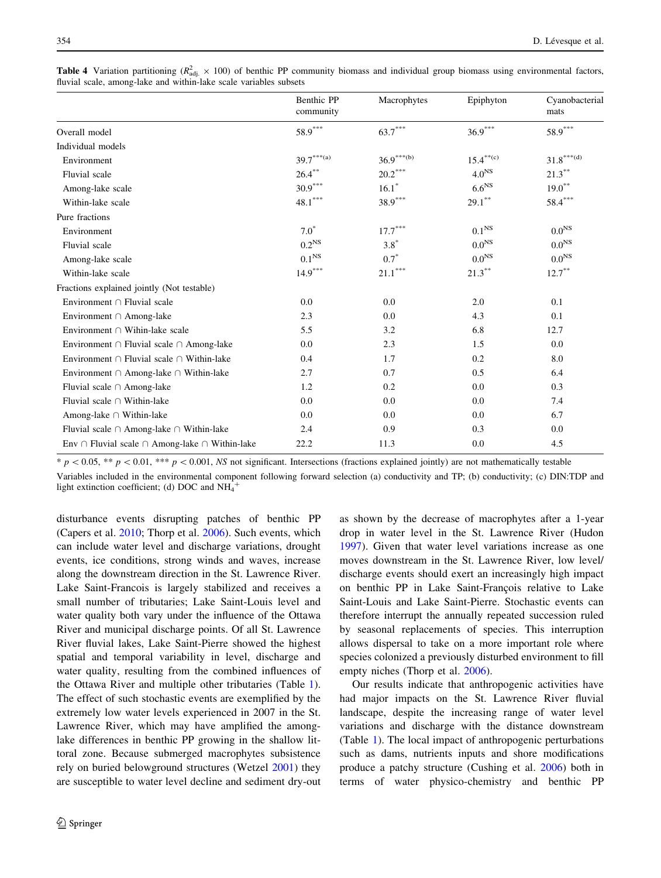**Table 4** Variation partitioning ($R^2_{adj.} \times 100$) of benthic PP community biomass and individual group biomass using environmental factors, fluvial scale, among-lake and within-lake scale variables subsets

| | Benthic PP community | Macrophytes | Epiphyton | Cyanobacterial mats |
|---|---|---|---|---|
| Overall model | $58.9^{***}$ | $63.7^{***}$ | $36.9^{***}$ | $58.9^{***}$ |
| Individual models | | | | |
| Environment | $39.7^{***(a)}$ | $36.9^{***(b)}$ | $15.4^{**(c)}$ | $31.8^{***(d)}$ |
| Fluvial scale | $26.4^{**}$ | $20.2^{***}$ | $4.0^{NS}$ | $21.3^{**}$ |
| Among-lake scale | $30.9^{***}$ | $16.1^{*}$ | $6.6^{NS}$ | $19.0^{**}$ |
| Within-lake scale | $48.1^{***}$ | $38.9^{***}$ | $29.1^{**}$ | $58.4^{***}$ |
| Pure fractions | | | | |
| Environment | $7.0^{*}$ | $17.7^{***}$ | $0.1^{NS}$ | $0.0^{NS}$ |
| Fluvial scale | $0.2^{NS}$ | $3.8^{*}$ | $0.0^{NS}$ | $0.0^{NS}$ |
| Among-lake scale | $0.1^{NS}$ | $0.7^{*}$ | $0.0^{NS}$ | $0.0^{NS}$ |
| Within-lake scale | $14.9^{***}$ | $21.1^{***}$ | $21.3^{**}$ | $12.7^{**}$ |
| Fractions explained jointly (Not testable) | | | | |
| Environment ∩ Fluvial scale | 0.0 | 0.0 | 2.0 | 0.1 |
| Environment ∩ Among-lake | 2.3 | 0.0 | 4.3 | 0.1 |
| Environment ∩ Wihin-lake scale | 5.5 | 3.2 | 6.8 | 12.7 |
| Environment ∩ Fluvial scale ∩ Among-lake | 0.0 | 2.3 | 1.5 | 0.0 |
| Environment ∩ Fluvial scale ∩ Within-lake | 0.4 | 1.7 | 0.2 | 8.0 |
| Environment ∩ Among-lake ∩ Within-lake | 2.7 | 0.7 | 0.5 | 6.4 |
| Fluvial scale ∩ Among-lake | 1.2 | 0.2 | 0.0 | 0.3 |
| Fluvial scale ∩ Within-lake | 0.0 | 0.0 | 0.0 | 7.4 |
| Among-lake ∩ Within-lake | 0.0 | 0.0 | 0.0 | 6.7 |
| Fluvial scale ∩ Among-lake ∩ Within-lake | 2.4 | 0.9 | 0.3 | 0.0 |
| Env ∩ Fluvial scale ∩ Among-lake ∩ Within-lake | 22.2 | 11.3 | 0.0 | 4.5 |

* $p < 0.05$, ** $p < 0.01$, *** $p < 0.001$, *NS* not significant. Intersections (fractions explained jointly) are not mathematically testable

Variables included in the environmental component following forward selection (a) conductivity and TP; (b) conductivity; (c) DIN:TDP and light extinction coefficient; (d) DOC and $NH_4^+$

disturbance events disrupting patches of benthic PP (Capers et al. 2010; Thorp et al. 2006). Such events, which can include water level and discharge variations, drought events, ice conditions, strong winds and waves, increase along the downstream direction in the St. Lawrence River. Lake Saint-Francois is largely stabilized and receives a small number of tributaries; Lake Saint-Louis level and water quality both vary under the influence of the Ottawa River and municipal discharge points. Of all St. Lawrence River fluvial lakes, Lake Saint-Pierre showed the highest spatial and temporal variability in level, discharge and water quality, resulting from the combined influences of the Ottawa River and multiple other tributaries (Table 1). The effect of such stochastic events are exemplified by the extremely low water levels experienced in 2007 in the St. Lawrence River, which may have amplified the among-lake differences in benthic PP growing in the shallow littoral zone. Because submerged macrophytes subsistence rely on buried belowground structures (Wetzel 2001) they are susceptible to water level decline and sediment dry-out as shown by the decrease of macrophytes after a 1-year drop in water level in the St. Lawrence River (Hudon 1997). Given that water level variations increase as one moves downstream in the St. Lawrence River, low level/discharge events should exert an increasingly high impact on benthic PP in Lake Saint-François relative to Lake Saint-Louis and Lake Saint-Pierre. Stochastic events can therefore interrupt the annually repeated succession ruled by seasonal replacements of species. This interruption allows dispersal to take on a more important role where species colonized a previously disturbed environment to fill empty niches (Thorp et al. 2006).

Our results indicate that anthropogenic activities have had major impacts on the St. Lawrence River fluvial landscape, despite the increasing range of water level variations and discharge with the distance downstream (Table 1). The local impact of anthropogenic perturbations such as dams, nutrients inputs and shore modifications produce a patchy structure (Cushing et al. 2006) both in terms of water physico-chemistry and benthic PP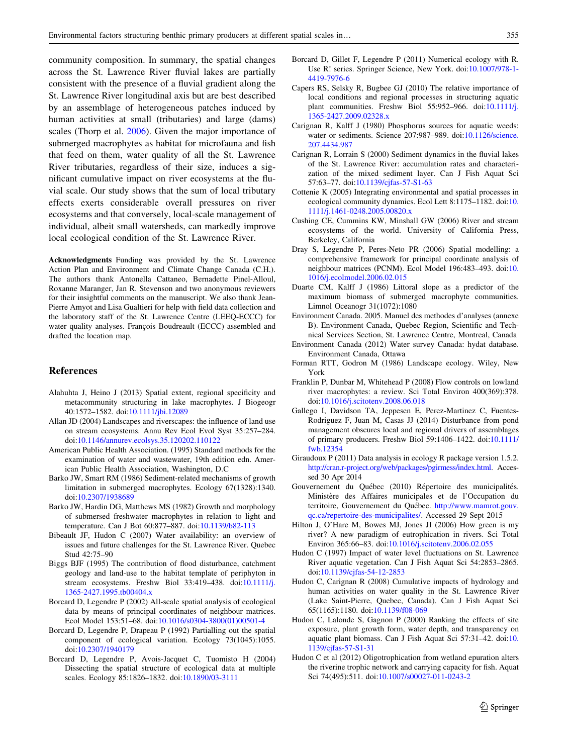community composition. In summary, the spatial changes across the St. Lawrence River fluvial lakes are partially consistent with the presence of a fluvial gradient along the St. Lawrence River longitudinal axis but are best described by an assemblage of heterogeneous patches induced by human activities at small (tributaries) and large (dams) scales (Thorp et al. 2006). Given the major importance of submerged macrophytes as habitat for microfauna and fish that feed on them, water quality of all the St. Lawrence River tributaries, regardless of their size, induces a significant cumulative impact on river ecosystems at the fluvial scale. Our study shows that the sum of local tributary effects exerts considerable overall pressures on river ecosystems and that conversely, local-scale management of individual, albeit small watersheds, can markedly improve local ecological condition of the St. Lawrence River.

**Acknowledgments** Funding was provided by the St. Lawrence Action Plan and Environment and Climate Change Canada (C.H.). The authors thank Antonella Cattaneo, Bernadette Pinel-Alloul, Roxanne Maranger, Jan R. Stevenson and two anonymous reviewers for their insightful comments on the manuscript. We also thank Jean-Pierre Amyot and Lisa Gualtieri for help with field data collection and the laboratory staff of the St. Lawrence Centre (LEEQ-ECCC) for water quality analyses. François Boudreault (ECCC) assembled and drafted the location map.

## References

Alahuhta J, Heino J (2013) Spatial extent, regional specificity and metacommunity structuring in lake macrophytes. J Biogeogr 40:1572–1582. doi:10.1111/jbi.12089

Allan JD (2004) Landscapes and riverscapes: the influence of land use on stream ecosystems. Annu Rev Ecol Evol Syst 35:257–284. doi:10.1146/annurev.ecolsys.35.120202.110122

American Public Health Association. (1995) Standard methods for the examination of water and wastewater, 19th edition edn. American Public Health Association, Washington, D.C

Barko JW, Smart RM (1986) Sediment-related mechanisms of growth limitation in submerged macrophytes. Ecology 67(1328):1340. doi:10.2307/1938689

Barko JW, Hardin DG, Matthews MS (1982) Growth and morphology of submersed freshwater macrophytes in relation to light and temperature. Can J Bot 60:877–887. doi:10.1139/b82-113

Bibeault JF, Hudon C (2007) Water availability: an overview of issues and future challenges for the St. Lawrence River. Quebec Stud 42:75–90

Biggs BJF (1995) The contribution of flood disturbance, catchment geology and land-use to the habitat template of periphyton in stream ecosystems. Freshw Biol 33:419–438. doi:10.1111/j.1365-2427.1995.tb00404.x

Borcard D, Legendre P (2002) All-scale spatial analysis of ecological data by means of principal coordinates of neighbour matrices. Ecol Model 153:51–68. doi:10.1016/s0304-3800(01)00501-4

Borcard D, Legendre P, Drapeau P (1992) Partialling out the spatial component of ecological variation. Ecology 73(1045):1055. doi:10.2307/1940179

Borcard D, Legendre P, Avois-Jacquet C, Tuomisto H (2004) Dissecting the spatial structure of ecological data at multiple scales. Ecology 85:1826–1832. doi:10.1890/03-3111

Borcard D, Gillet F, Legendre P (2011) Numerical ecology with R. Use R! series. Springer Science, New York. doi:10.1007/978-1-4419-7976-6

Capers RS, Selsky R, Bugbee GJ (2010) The relative importance of local conditions and regional processes in structuring aquatic plant communities. Freshw Biol 55:952–966. doi:10.1111/j.1365-2427.2009.02328.x

Carignan R, Kalff J (1980) Phosphorus sources for aquatic weeds: water or sediments. Science 207:987–989. doi:10.1126/science.207.4434.987

Carignan R, Lorrain S (2000) Sediment dynamics in the fluvial lakes of the St. Lawrence River: accumulation rates and characterization of the mixed sediment layer. Can J Fish Aquat Sci 57:63–77. doi:10.1139/cjfas-57-S1-63

Cottenie K (2005) Integrating environmental and spatial processes in ecological community dynamics. Ecol Lett 8:1175–1182. doi:10.1111/j.1461-0248.2005.00820.x

Cushing CE, Cummins KW, Minshall GW (2006) River and stream ecosystems of the world. University of California Press, Berkeley, California

Dray S, Legendre P, Peres-Neto PR (2006) Spatial modelling: a comprehensive framework for principal coordinate analysis of neighbour matrices (PCNM). Ecol Model 196:483–493. doi:10.1016/j.ecolmodel.2006.02.015

Duarte CM, Kalff J (1986) Littoral slope as a predictor of the maximum biomass of submerged macrophyte communities. Limnol Oceanogr 31(1072):1080

Environment Canada. 2005. Manuel des methodes d'analyses (annexe B). Environment Canada, Quebec Region, Scientific and Technical Services Section, St. Lawrence Centre, Montreal, Canada

Environment Canada (2012) Water survey Canada: hydat database. Environment Canada, Ottawa

Forman RTT, Godron M (1986) Landscape ecology. Wiley, New York

Franklin P, Dunbar M, Whitehead P (2008) Flow controls on lowland river macrophytes: a review. Sci Total Environ 400(369):378. doi:10.1016/j.scitotenv.2008.06.018

Gallego I, Davidson TA, Jeppesen E, Perez-Martinez C, Fuentes-Rodriguez F, Juan M, Casas JJ (2014) Disturbance from pond management obscures local and regional drivers of assemblages of primary producers. Freshw Biol 59:1406–1422. doi:10.1111/fwb.12354

Giraudoux P (2011) Data analysis in ecology R package version 1.5.2. http://cran.r-project.org/web/packages/pgirmess/index.html. Accessed 30 Apr 2014

Gouvernement du Québec (2010) Répertoire des municipalités. Ministère des Affaires municipales et de l'Occupation du territoire, Gouvernement du Québec. http://www.mamrot.gouv.qc.ca/repertoire-des-municipalites/. Accessed 29 Sept 2015

Hilton J, O'Hare M, Bowes MJ, Jones JI (2006) How green is my river? A new paradigm of eutrophication in rivers. Sci Total Environ 365:66–83. doi:10.1016/j.scitotenv.2006.02.055

Hudon C (1997) Impact of water level fluctuations on St. Lawrence River aquatic vegetation. Can J Fish Aquat Sci 54:2853–2865. doi:10.1139/cjfas-54-12-2853

Hudon C, Carignan R (2008) Cumulative impacts of hydrology and human activities on water quality in the St. Lawrence River (Lake Saint-Pierre, Quebec, Canada). Can J Fish Aquat Sci 65(1165):1180. doi:10.1139/f08-069

Hudon C, Lalonde S, Gagnon P (2000) Ranking the effects of site exposure, plant growth form, water depth, and transparency on aquatic plant biomass. Can J Fish Aquat Sci 57:31–42. doi:10.1139/cjfas-57-S1-31

Hudon C et al (2012) Oligotrophication from wetland epuration alters the riverine trophic network and carrying capacity for fish. Aquat Sci 74(495):511. doi:10.1007/s00027-011-0243-2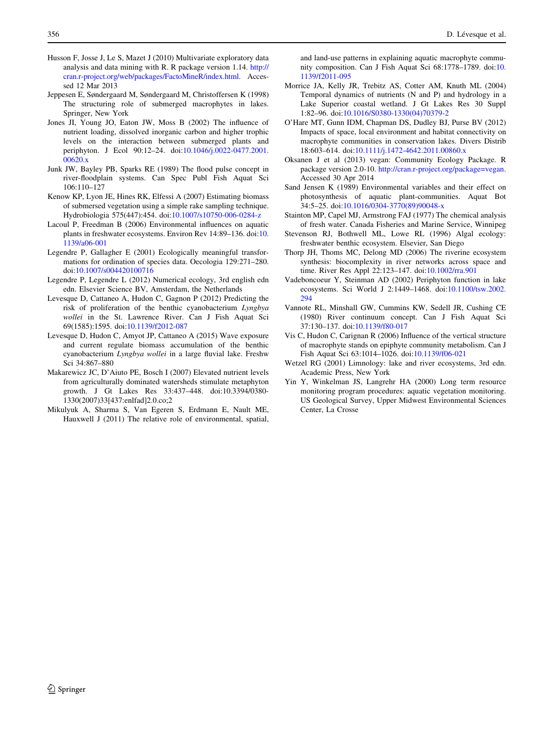Husson F, Josse J, Le S, Mazet J (2010) Multivariate exploratory data analysis and data mining with R. R package version 1.14. http://cran.r-project.org/web/packages/FactoMineR/index.html. Accessed 12 Mar 2013

Jeppesen E, Søndergaard M, Søndergaard M, Christoffersen K (1998) The structuring role of submerged macrophytes in lakes. Springer, New York

Jones JI, Young JO, Eaton JW, Moss B (2002) The influence of nutrient loading, dissolved inorganic carbon and higher trophic levels on the interaction between submerged plants and periphyton. J Ecol 90:12–24. doi:10.1046/j.0022-0477.2001.00620.x

Junk JW, Bayley PB, Sparks RE (1989) The flood pulse concept in river-floodplain systems. Can Spec Publ Fish Aquat Sci 106:110–127

Kenow KP, Lyon JE, Hines RK, Elfessi A (2007) Estimating biomass of submersed vegetation using a simple rake sampling technique. Hydrobiologia 575(447):454. doi:10.1007/s10750-006-0284-z

Lacoul P, Freedman B (2006) Environmental influences on aquatic plants in freshwater ecosystems. Environ Rev 14:89–136. doi:10.1139/a06-001

Legendre P, Gallagher E (2001) Ecologically meaningful transformations for ordination of species data. Oecologia 129:271–280. doi:10.1007/s004420100716

Legendre P, Legendre L (2012) Numerical ecology, 3rd english edn. Elsevier Science BV, Amsterdam, the Netherlands

Levesque D, Cattaneo A, Hudon C, Gagnon P (2012) Predicting the risk of proliferation of the benthic cyanobacterium *Lyngbya wollei* in the St. Lawrence River. Can J Fish Aquat Sci 69(1585):1595. doi:10.1139/f2012-087

Levesque D, Hudon C, Amyot JP, Cattaneo A (2015) Wave exposure and current regulate biomass accumulation of the benthic cyanobacterium *Lyngbya wollei* in a large fluvial lake. Freshw Sci 34:867–880

Makarewicz JC, D'Aiuto PE, Bosch I (2007) Elevated nutrient levels from agriculturally dominated watersheds stimulate metaphyton growth. J Gt Lakes Res 33:437–448. doi:10.3394/0380-1330(2007)33[437:enlfad]2.0.co;2

Mikulyuk A, Sharma S, Van Egeren S, Erdmann E, Nault ME, Hauxwell J (2011) The relative role of environmental, spatial, and land-use patterns in explaining aquatic macrophyte community composition. Can J Fish Aquat Sci 68:1778–1789. doi:10.1139/f2011-095

Morrice JA, Kelly JR, Trebitz AS, Cotter AM, Knuth ML (2004) Temporal dynamics of nutrients (N and P) and hydrology in a Lake Superior coastal wetland. J Gt Lakes Res 30 Suppl 1:82–96. doi:10.1016/S0380-1330(04)70379-2

O'Hare MT, Gunn IDM, Chapman DS, Dudley BJ, Purse BV (2012) Impacts of space, local environment and habitat connectivity on macrophyte communities in conservation lakes. Divers Distrib 18:603–614. doi:10.1111/j.1472-4642.2011.00860.x

Oksanen J et al (2013) vegan: Community Ecology Package. R package version 2.0-10. http://cran.r-project.org/package=vegan. Accessed 30 Apr 2014

Sand Jensen K (1989) Environmental variables and their effect on photosynthesis of aquatic plant-communities. Aquat Bot 34:5–25. doi:10.1016/0304-3770(89)90048-x

Stainton MP, Capel MJ, Armstrong FAJ (1977) The chemical analysis of fresh water. Canada Fisheries and Marine Service, Winnipeg

Stevenson RJ, Bothwell ML, Lowe RL (1996) Algal ecology: freshwater benthic ecosystem. Elsevier, San Diego

Thorp JH, Thoms MC, Delong MD (2006) The riverine ecosystem synthesis: biocomplexity in river networks across space and time. River Res Appl 22:123–147. doi:10.1002/rra.901

Vadeboncoeur Y, Steinman AD (2002) Periphyton function in lake ecosystems. Sci World J 2:1449–1468. doi:10.1100/tsw.2002.294

Vannote RL, Minshall GW, Cummins KW, Sedell JR, Cushing CE (1980) River continuum concept. Can J Fish Aquat Sci 37:130–137. doi:10.1139/f80-017

Vis C, Hudon C, Carignan R (2006) Influence of the vertical structure of macrophyte stands on epiphyte community metabolism. Can J Fish Aquat Sci 63:1014–1026. doi:10.1139/f06-021

Wetzel RG (2001) Limnology: lake and river ecosystems, 3rd edn. Academic Press, New York

Yin Y, Winkelman JS, Langrehr HA (2000) Long term resource monitoring program procedures: aquatic vegetation monitoring. US Geological Survey, Upper Midwest Environmental Sciences Center, La Crosse